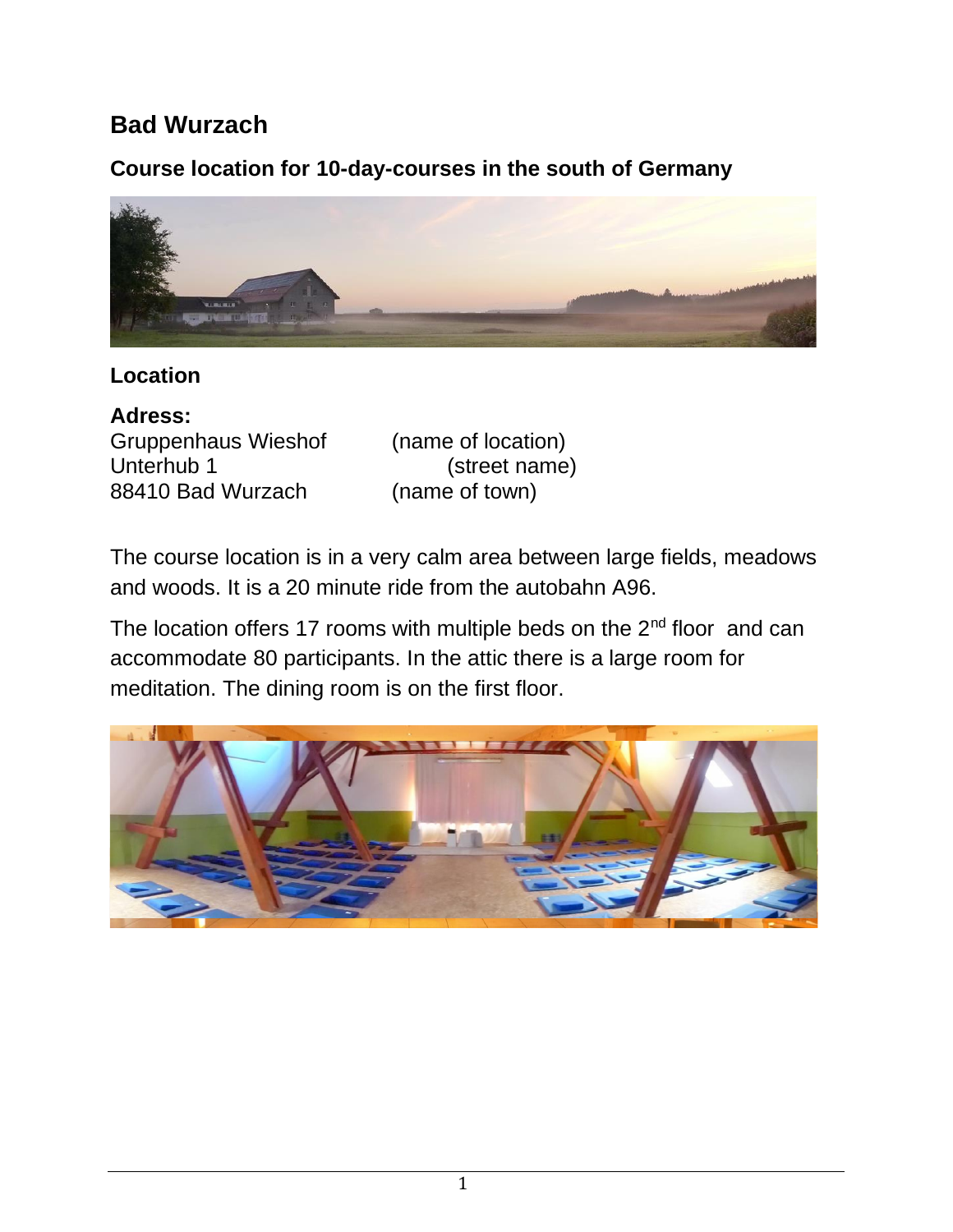# Bad Wurzach

## Course location for 10-day-courses in the south of Germany

### Location

**Adress:**

Gruppenhaus Wieshof (name of location)
Unterhub 1 (street name)
88410 Bad Wurzach (name of town)

The course location is in a very calm area between large fields, meadows and woods. It is a 20 minute ride from the autobahn A96.

The location offers 17 rooms with multiple beds on the 2nd floor and can accommodate 80 participants. In the attic there is a large room for meditation. The dining room is on the first floor.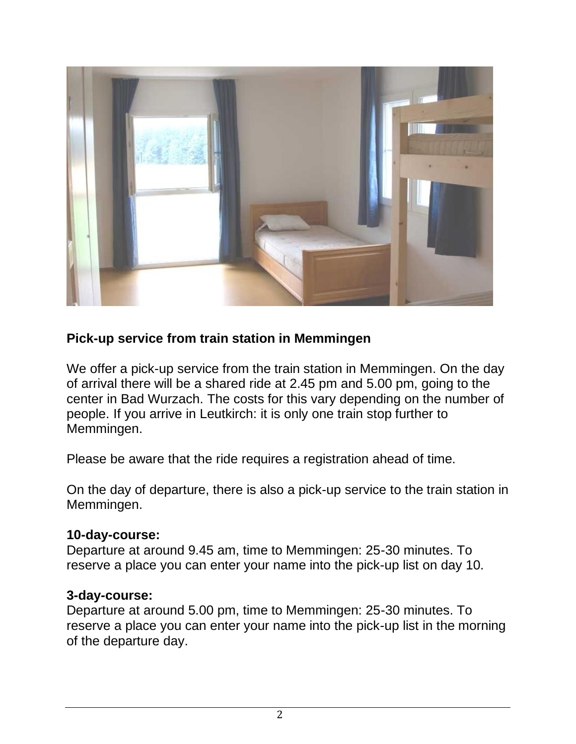**Pick-up service from train station in Memmingen**

We offer a pick-up service from the train station in Memmingen. On the day of arrival there will be a shared ride at 2.45 pm and 5.00 pm, going to the center in Bad Wurzach. The costs for this vary depending on the number of people. If you arrive in Leutkirch: it is only one train stop further to Memmingen.

Please be aware that the ride requires a registration ahead of time.

On the day of departure, there is also a pick-up service to the train station in Memmingen.

**10-day-course:**
Departure at around 9.45 am, time to Memmingen: 25-30 minutes. To reserve a place you can enter your name into the pick-up list on day 10.

**3-day-course:**
Departure at around 5.00 pm, time to Memmingen: 25-30 minutes. To reserve a place you can enter your name into the pick-up list in the morning of the departure day.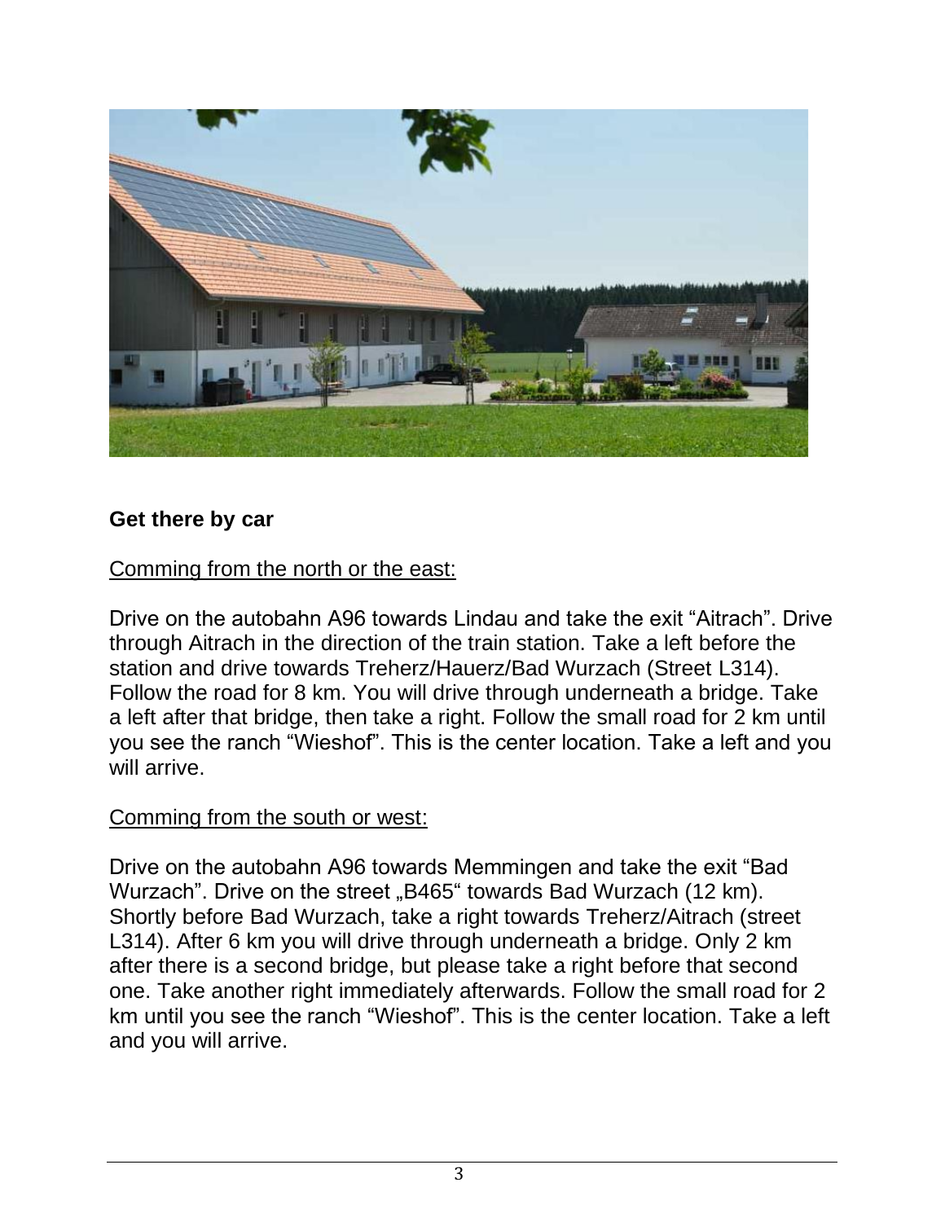**Get there by car**

Comming from the north or the east:

Drive on the autobahn A96 towards Lindau and take the exit “Aitrach”. Drive through Aitrach in the direction of the train station. Take a left before the station and drive towards Treherz/Hauerz/Bad Wurzach (Street L314). Follow the road for 8 km. You will drive through underneath a bridge. Take a left after that bridge, then take a right. Follow the small road for 2 km until you see the ranch “Wieshof”. This is the center location. Take a left and you will arrive.

Comming from the south or west:

Drive on the autobahn A96 towards Memmingen and take the exit “Bad Wurzach”. Drive on the street „B465“ towards Bad Wurzach (12 km). Shortly before Bad Wurzach, take a right towards Treherz/Aitrach (street L314). After 6 km you will drive through underneath a bridge. Only 2 km after there is a second bridge, but please take a right before that second one. Take another right immediately afterwards. Follow the small road for 2 km until you see the ranch “Wieshof”. This is the center location. Take a left and you will arrive.